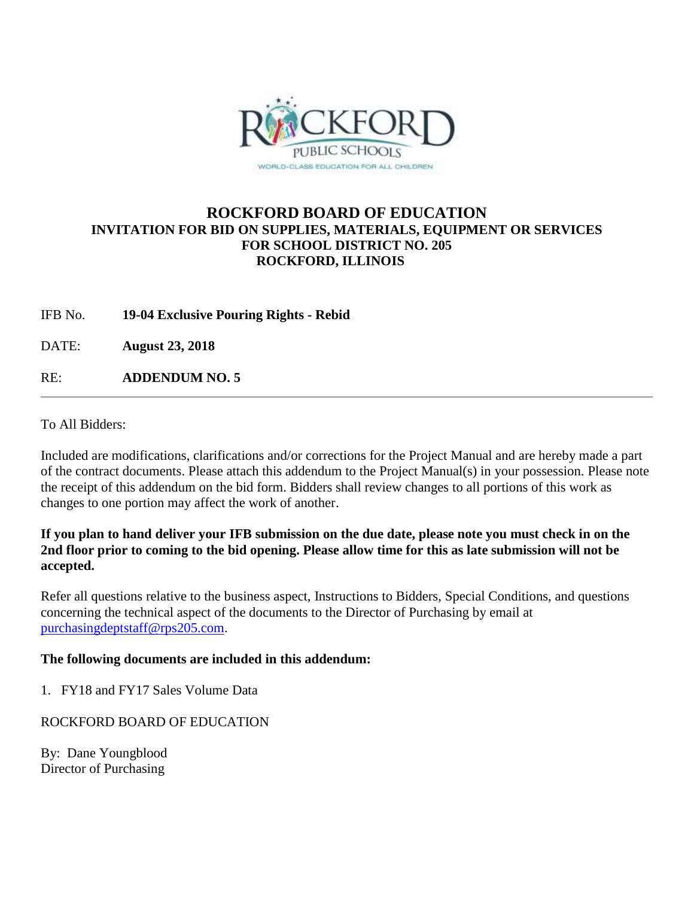# ROCKFORD BOARD OF EDUCATION

## INVITATION FOR BID ON SUPPLIES, MATERIALS, EQUIPMENT OR SERVICES FOR SCHOOL DISTRICT NO. 205 ROCKFORD, ILLINOIS

IFB No. **19-04 Exclusive Pouring Rights - Rebid**

DATE: **August 23, 2018**

RE: **ADDENDUM NO. 5**

---

To All Bidders:

Included are modifications, clarifications and/or corrections for the Project Manual and are hereby made a part of the contract documents. Please attach this addendum to the Project Manual(s) in your possession. Please note the receipt of this addendum on the bid form. Bidders shall review changes to all portions of this work as changes to one portion may affect the work of another.

**If you plan to hand deliver your IFB submission on the due date, please note you must check in on the 2nd floor prior to coming to the bid opening. Please allow time for this as late submission will not be accepted.**

Refer all questions relative to the business aspect, Instructions to Bidders, Special Conditions, and questions concerning the technical aspect of the documents to the Director of Purchasing by email at purchasingdeptstaff@rps205.com.

**The following documents are included in this addendum:**

1. FY18 and FY17 Sales Volume Data

ROCKFORD BOARD OF EDUCATION

By: Dane Youngblood
Director of Purchasing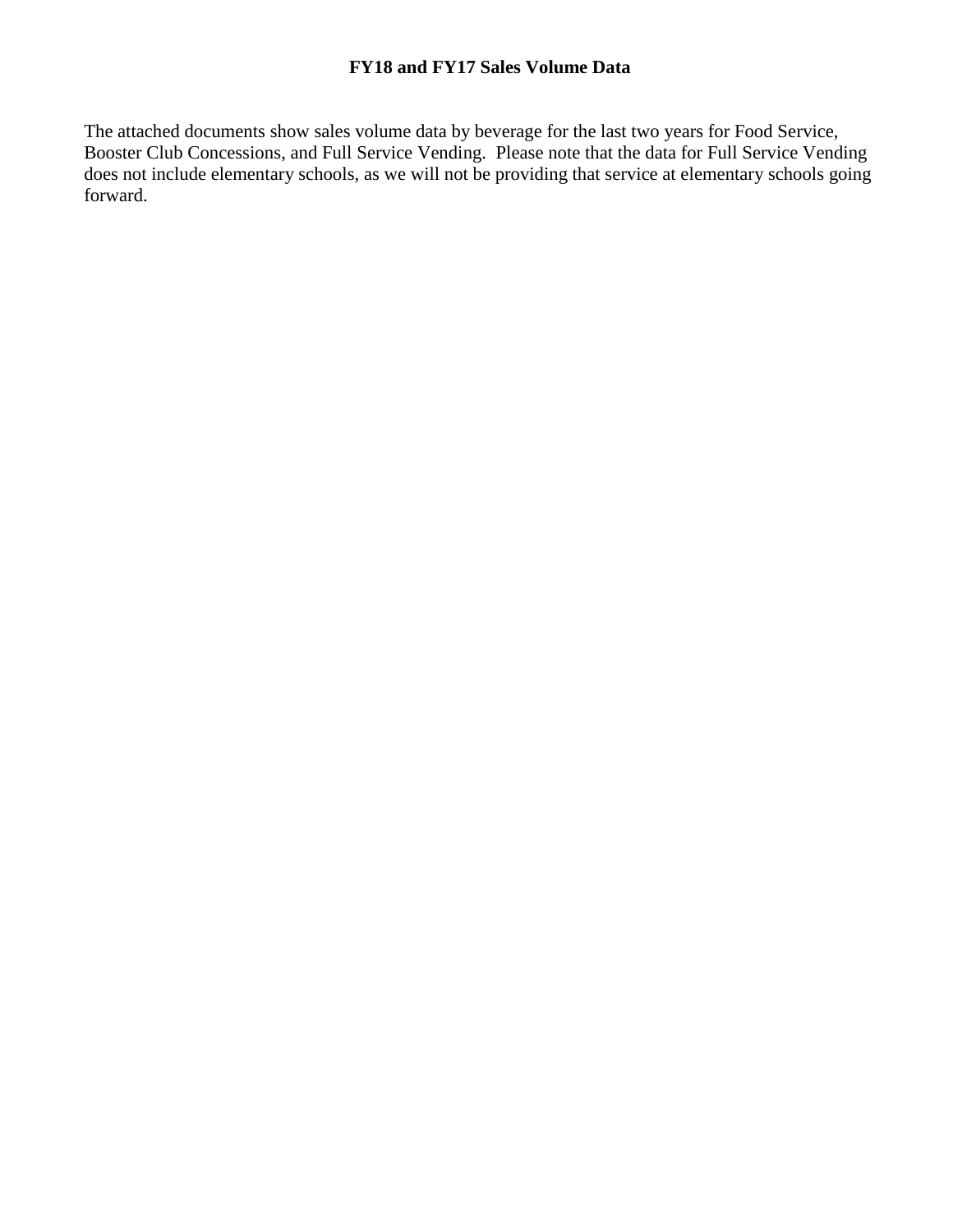# FY18 and FY17 Sales Volume Data

The attached documents show sales volume data by beverage for the last two years for Food Service, Booster Club Concessions, and Full Service Vending. Please note that the data for Full Service Vending does not include elementary schools, as we will not be providing that service at elementary schools going forward.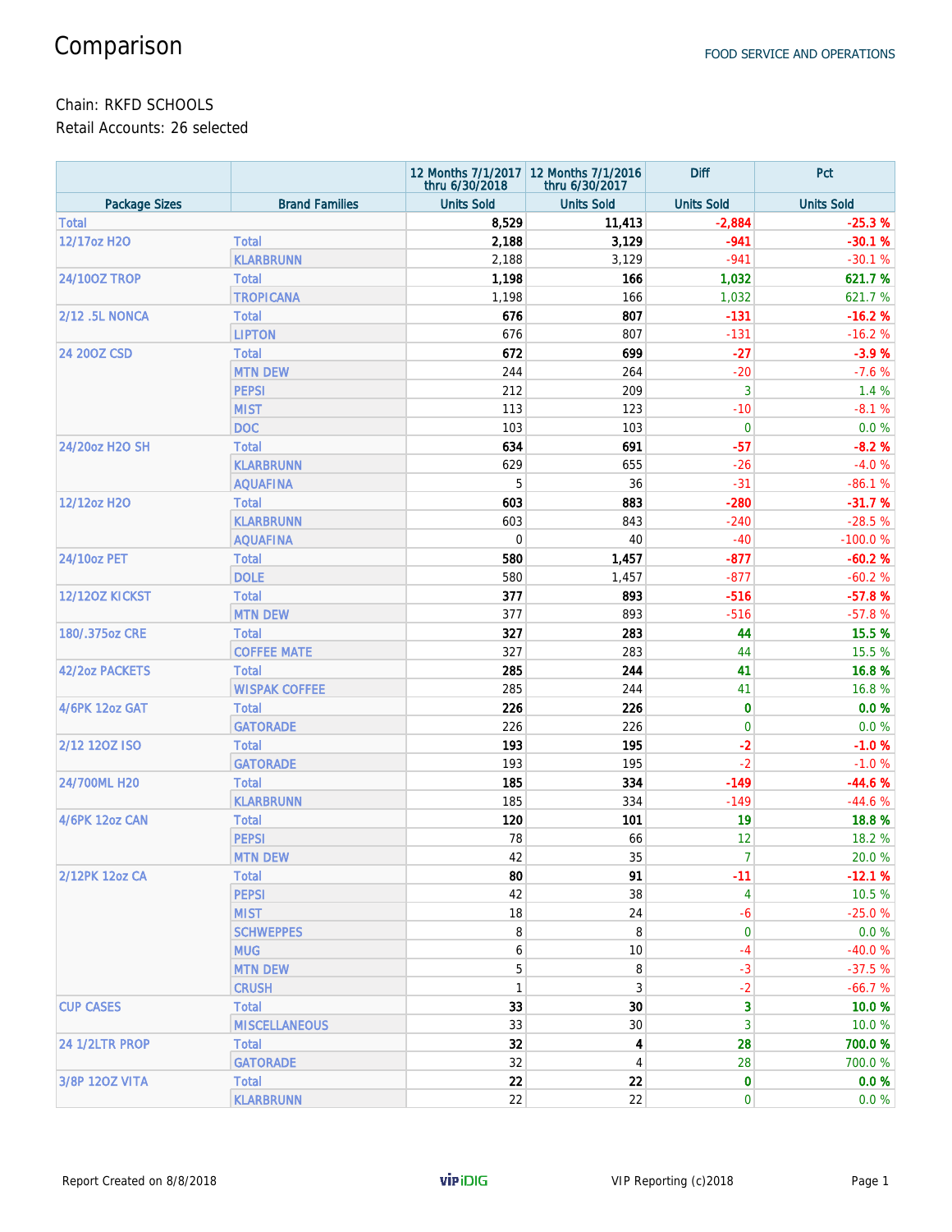# Comparison

FOOD SERVICE AND OPERATIONS

Chain: RKFD SCHOOLS

Retail Accounts: 26 selected

| | | 12 Months 7/1/2017 thru 6/30/2018 | 12 Months 7/1/2016 thru 6/30/2017 | Diff | Pct |
|---|---|---|---|---|---|
| Package Sizes | Brand Families | Units Sold | Units Sold | Units Sold | Units Sold |
| Total | | 8,529 | 11,413 | -2,884 | -25.3 % |
| 12/17oz H2O | Total | 2,188 | 3,129 | -941 | -30.1 % |
| | KLARBRUNN | 2,188 | 3,129 | -941 | -30.1 % |
| 24/10OZ TROP | Total | 1,198 | 166 | 1,032 | 621.7 % |
| | TROPICANA | 1,198 | 166 | 1,032 | 621.7 % |
| 2/12 .5L NONCA | Total | 676 | 807 | -131 | -16.2 % |
| | LIPTON | 676 | 807 | -131 | -16.2 % |
| 24 20OZ CSD | Total | 672 | 699 | -27 | -3.9 % |
| | MTN DEW | 244 | 264 | -20 | -7.6 % |
| | PEPSI | 212 | 209 | 3 | 1.4 % |
| | MIST | 113 | 123 | -10 | -8.1 % |
| | DOC | 103 | 103 | 0 | 0.0 % |
| 24/20oz H2O SH | Total | 634 | 691 | -57 | -8.2 % |
| | KLARBRUNN | 629 | 655 | -26 | -4.0 % |
| | AQUAFINA | 5 | 36 | -31 | -86.1 % |
| 12/12oz H2O | Total | 603 | 883 | -280 | -31.7 % |
| | KLARBRUNN | 603 | 843 | -240 | -28.5 % |
| | AQUAFINA | 0 | 40 | -40 | -100.0 % |
| 24/10oz PET | Total | 580 | 1,457 | -877 | -60.2 % |
| | DOLE | 580 | 1,457 | -877 | -60.2 % |
| 12/12OZ KICKST | Total | 377 | 893 | -516 | -57.8 % |
| | MTN DEW | 377 | 893 | -516 | -57.8 % |
| 180/.375oz CRE | Total | 327 | 283 | 44 | 15.5 % |
| | COFFEE MATE | 327 | 283 | 44 | 15.5 % |
| 42/2oz PACKETS | Total | 285 | 244 | 41 | 16.8 % |
| | WISPAK COFFEE | 285 | 244 | 41 | 16.8 % |
| 4/6PK 12oz GAT | Total | 226 | 226 | 0 | 0.0 % |
| | GATORADE | 226 | 226 | 0 | 0.0 % |
| 2/12 12OZ ISO | Total | 193 | 195 | -2 | -1.0 % |
| | GATORADE | 193 | 195 | -2 | -1.0 % |
| 24/700ML H20 | Total | 185 | 334 | -149 | -44.6 % |
| | KLARBRUNN | 185 | 334 | -149 | -44.6 % |
| 4/6PK 12oz CAN | Total | 120 | 101 | 19 | 18.8 % |
| | PEPSI | 78 | 66 | 12 | 18.2 % |
| | MTN DEW | 42 | 35 | 7 | 20.0 % |
| 2/12PK 12oz CA | Total | 80 | 91 | -11 | -12.1 % |
| | PEPSI | 42 | 38 | 4 | 10.5 % |
| | MIST | 18 | 24 | -6 | -25.0 % |
| | SCHWEPPES | 8 | 8 | 0 | 0.0 % |
| | MUG | 6 | 10 | -4 | -40.0 % |
| | MTN DEW | 5 | 8 | -3 | -37.5 % |
| | CRUSH | 1 | 3 | -2 | -66.7 % |
| CUP CASES | Total | 33 | 30 | 3 | 10.0 % |
| | MISCELLANEOUS | 33 | 30 | 3 | 10.0 % |
| 24 1/2LTR PROP | Total | 32 | 4 | 28 | 700.0 % |
| | GATORADE | 32 | 4 | 28 | 700.0 % |
| 3/8P 12OZ VITA | Total | 22 | 22 | 0 | 0.0 % |
| | KLARBRUNN | 22 | 22 | 0 | 0.0 % |

Report Created on 8/8/2018 VIP Reporting (c)2018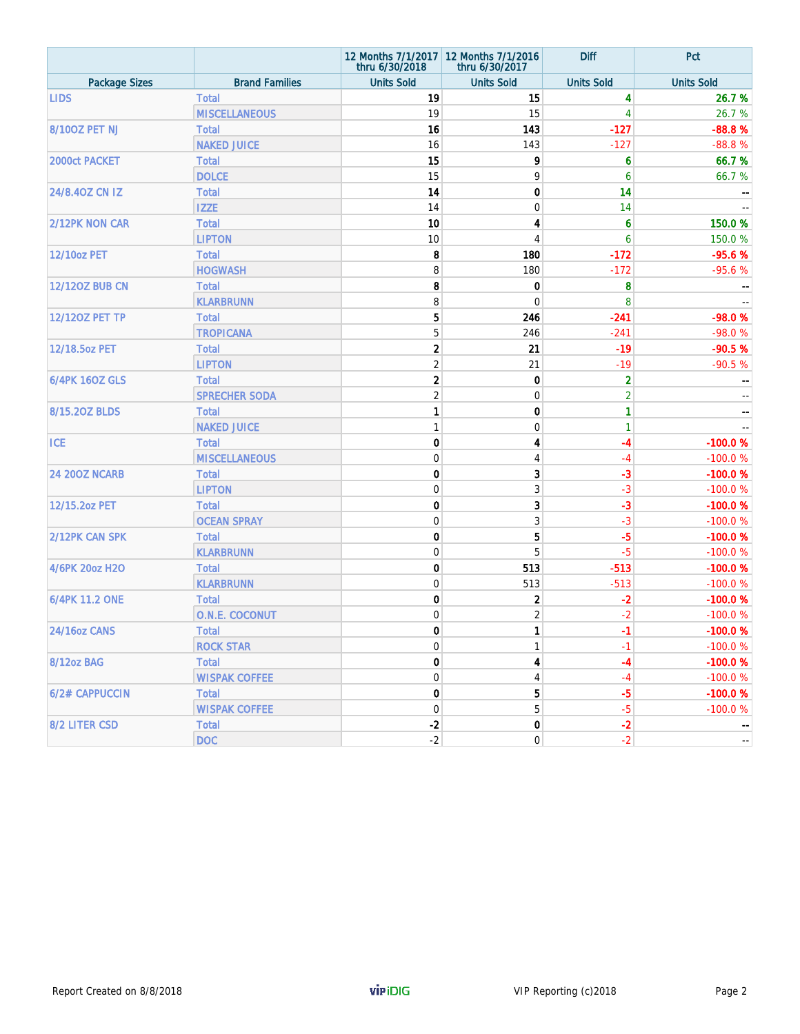| | | 12 Months 7/1/2017 thru 6/30/2018 | 12 Months 7/1/2016 thru 6/30/2017 | Diff | Pct |
|---|---|---|---|---|---|
| Package Sizes | Brand Families | Units Sold | Units Sold | Units Sold | Units Sold |
| LIDS | Total | **19** | **15** | **4** | **26.7 %** |
| | MISCELLANEOUS | 19 | 15 | 4 | 26.7 % |
| 8/10OZ PET NJ | Total | **16** | **143** | **-127** | **-88.8 %** |
| | NAKED JUICE | 16 | 143 | -127 | -88.8 % |
| 2000ct PACKET | Total | **15** | **9** | **6** | **66.7 %** |
| | DOLCE | 15 | 9 | 6 | 66.7 % |
| 24/8.4OZ CN IZ | Total | **14** | **0** | **14** | **--** |
| | IZZE | 14 | 0 | 14 | -- |
| 2/12PK NON CAR | Total | **10** | **4** | **6** | **150.0 %** |
| | LIPTON | 10 | 4 | 6 | 150.0 % |
| 12/10oz PET | Total | **8** | **180** | **-172** | **-95.6 %** |
| | HOGWASH | 8 | 180 | -172 | -95.6 % |
| 12/12OZ BUB CN | Total | **8** | **0** | **8** | **--** |
| | KLARBRUNN | 8 | 0 | 8 | -- |
| 12/12OZ PET TP | Total | **5** | **246** | **-241** | **-98.0 %** |
| | TROPICANA | 5 | 246 | -241 | -98.0 % |
| 12/18.5oz PET | Total | **2** | **21** | **-19** | **-90.5 %** |
| | LIPTON | 2 | 21 | -19 | -90.5 % |
| 6/4PK 16OZ GLS | Total | **2** | **0** | **2** | **--** |
| | SPRECHER SODA | 2 | 0 | 2 | -- |
| 8/15.2OZ BLDS | Total | **1** | **0** | **1** | **--** |
| | NAKED JUICE | 1 | 0 | 1 | -- |
| ICE | Total | **0** | **4** | **-4** | **-100.0 %** |
| | MISCELLANEOUS | 0 | 4 | -4 | -100.0 % |
| 24 20OZ NCARB | Total | **0** | **3** | **-3** | **-100.0 %** |
| | LIPTON | 0 | 3 | -3 | -100.0 % |
| 12/15.2oz PET | Total | **0** | **3** | **-3** | **-100.0 %** |
| | OCEAN SPRAY | 0 | 3 | -3 | -100.0 % |
| 2/12PK CAN SPK | Total | **0** | **5** | **-5** | **-100.0 %** |
| | KLARBRUNN | 0 | 5 | -5 | -100.0 % |
| 4/6PK 20oz H2O | Total | **0** | **513** | **-513** | **-100.0 %** |
| | KLARBRUNN | 0 | 513 | -513 | -100.0 % |
| 6/4PK 11.2 ONE | Total | **0** | **2** | **-2** | **-100.0 %** |
| | O.N.E. COCONUT | 0 | 2 | -2 | -100.0 % |
| 24/16oz CANS | Total | **0** | **1** | **-1** | **-100.0 %** |
| | ROCK STAR | 0 | 1 | -1 | -100.0 % |
| 8/12oz BAG | Total | **0** | **4** | **-4** | **-100.0 %** |
| | WISPAK COFFEE | 0 | 4 | -4 | -100.0 % |
| 6/2# CAPPUCCIN | Total | **0** | **5** | **-5** | **-100.0 %** |
| | WISPAK COFFEE | 0 | 5 | -5 | -100.0 % |
| 8/2 LITER CSD | Total | **-2** | **0** | **-2** | **--** |
| | DOC | -2 | 0 | -2 | -- |

Report Created on 8/8/2018 vipiDIG VIP Reporting (c)2018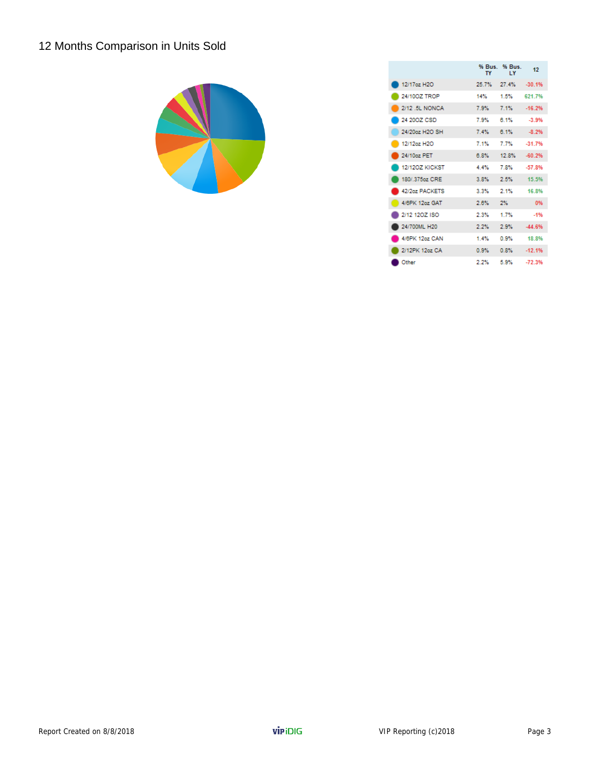# 12 Months Comparison in Units Sold

| | % Bus. TY | % Bus. LY | 12 |
|---|---|---|---|
| 12/17oz H2O | 25.7% | 27.4% | -30.1% |
| 24/10OZ TROP | 14% | 1.5% | 621.7% |
| 2/12 .5L NONCA | 7.9% | 7.1% | -16.2% |
| 24 20OZ CSD | 7.9% | 6.1% | -3.9% |
| 24/20oz H2O SH | 7.4% | 6.1% | -8.2% |
| 12/12oz H2O | 7.1% | 7.7% | -31.7% |
| 24/10oz PET | 6.8% | 12.8% | -60.2% |
| 12/12OZ KICKST | 4.4% | 7.8% | -57.8% |
| 180/.375oz CRE | 3.8% | 2.5% | 15.5% |
| 42/2oz PACKETS | 3.3% | 2.1% | 16.8% |
| 4/6PK 12oz GAT | 2.6% | 2% | 0% |
| 2/12 12OZ ISO | 2.3% | 1.7% | -1% |
| 24/700ML H20 | 2.2% | 2.9% | -44.6% |
| 4/6PK 12oz CAN | 1.4% | 0.9% | 18.8% |
| 2/12PK 12oz CA | 0.9% | 0.8% | -12.1% |
| Other | 2.2% | 5.9% | -72.3% |

Report Created on 8/8/2018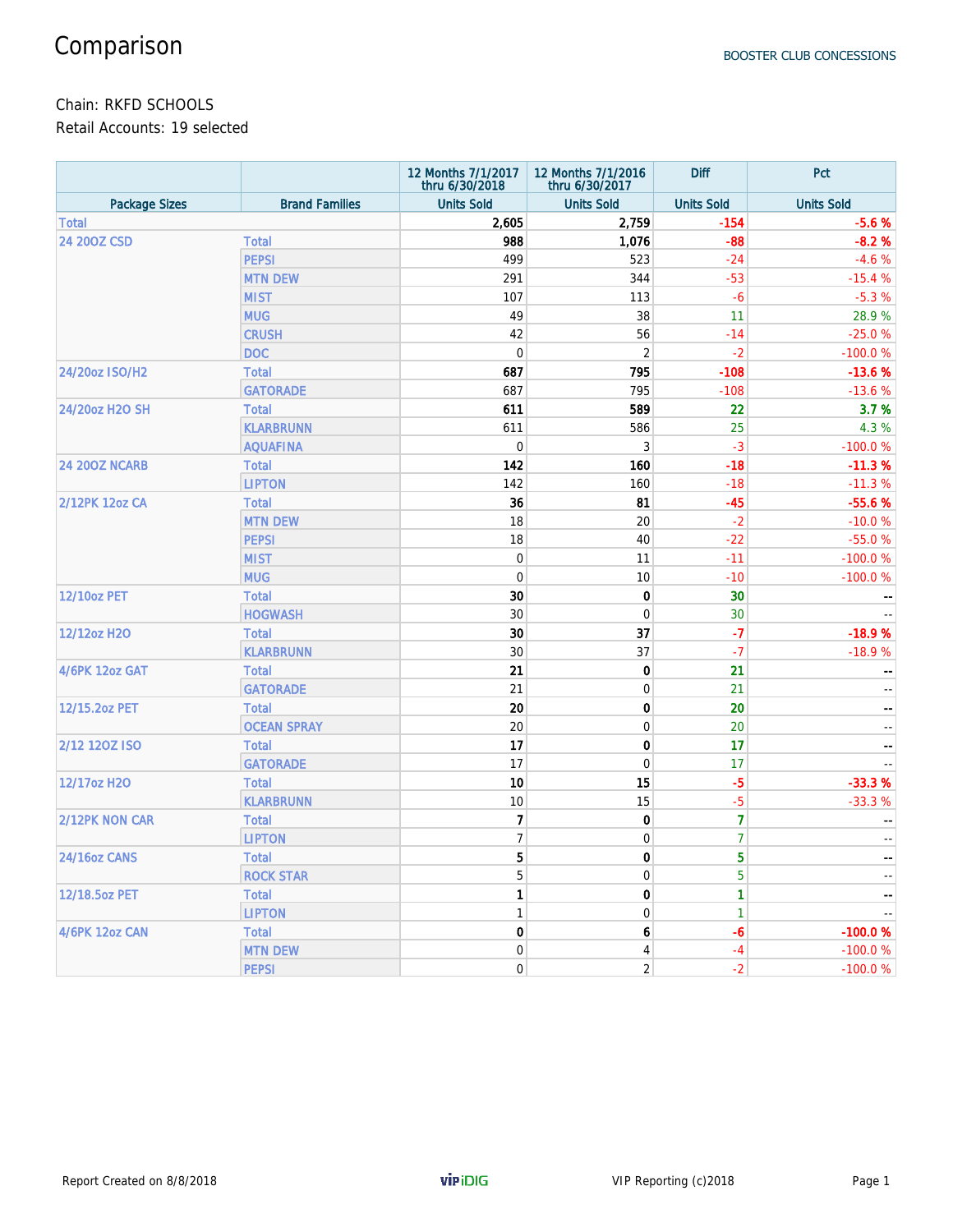# Comparison

BOOSTER CLUB CONCESSIONS

Chain: RKFD SCHOOLS
Retail Accounts: 19 selected

| | | 12 Months 7/1/2017 thru 6/30/2018 | 12 Months 7/1/2016 thru 6/30/2017 | Diff | Pct |
|---|---|---|---|---|---|
| Package Sizes | Brand Families | Units Sold | Units Sold | Units Sold | Units Sold |
| Total | | **2,605** | **2,759** | **-154** | **-5.6 %** |
| 24 20OZ CSD | Total | **988** | **1,076** | **-88** | **-8.2 %** |
| | PEPSI | 499 | 523 | -24 | -4.6 % |
| | MTN DEW | 291 | 344 | -53 | -15.4 % |
| | MIST | 107 | 113 | -6 | -5.3 % |
| | MUG | 49 | 38 | 11 | 28.9 % |
| | CRUSH | 42 | 56 | -14 | -25.0 % |
| | DOC | 0 | 2 | -2 | -100.0 % |
| 24/20oz ISO/H2 | Total | **687** | **795** | **-108** | **-13.6 %** |
| | GATORADE | 687 | 795 | -108 | -13.6 % |
| 24/20oz H2O SH | Total | **611** | **589** | **22** | **3.7 %** |
| | KLARBRUNN | 611 | 586 | 25 | 4.3 % |
| | AQUAFINA | 0 | 3 | -3 | -100.0 % |
| 24 20OZ NCARB | Total | **142** | **160** | **-18** | **-11.3 %** |
| | LIPTON | 142 | 160 | -18 | -11.3 % |
| 2/12PK 12oz CA | Total | **36** | **81** | **-45** | **-55.6 %** |
| | MTN DEW | 18 | 20 | -2 | -10.0 % |
| | PEPSI | 18 | 40 | -22 | -55.0 % |
| | MIST | 0 | 11 | -11 | -100.0 % |
| | MUG | 0 | 10 | -10 | -100.0 % |
| 12/10oz PET | Total | **30** | **0** | **30** | **--** |
| | HOGWASH | 30 | 0 | 30 | -- |
| 12/12oz H2O | Total | **30** | **37** | **-7** | **-18.9 %** |
| | KLARBRUNN | 30 | 37 | -7 | -18.9 % |
| 4/6PK 12oz GAT | Total | **21** | **0** | **21** | **--** |
| | GATORADE | 21 | 0 | 21 | -- |
| 12/15.2oz PET | Total | **20** | **0** | **20** | **--** |
| | OCEAN SPRAY | 20 | 0 | 20 | -- |
| 2/12 12OZ ISO | Total | **17** | **0** | **17** | **--** |
| | GATORADE | 17 | 0 | 17 | -- |
| 12/17oz H2O | Total | **10** | **15** | **-5** | **-33.3 %** |
| | KLARBRUNN | 10 | 15 | -5 | -33.3 % |
| 2/12PK NON CAR | Total | **7** | **0** | **7** | **--** |
| | LIPTON | 7 | 0 | 7 | -- |
| 24/16oz CANS | Total | **5** | **0** | **5** | **--** |
| | ROCK STAR | 5 | 0 | 5 | -- |
| 12/18.5oz PET | Total | **1** | **0** | **1** | **--** |
| | LIPTON | 1 | 0 | 1 | -- |
| 4/6PK 12oz CAN | Total | **0** | **6** | **-6** | **-100.0 %** |
| | MTN DEW | 0 | 4 | -4 | -100.0 % |
| | PEPSI | 0 | 2 | -2 | -100.0 % |

Report Created on 8/8/2018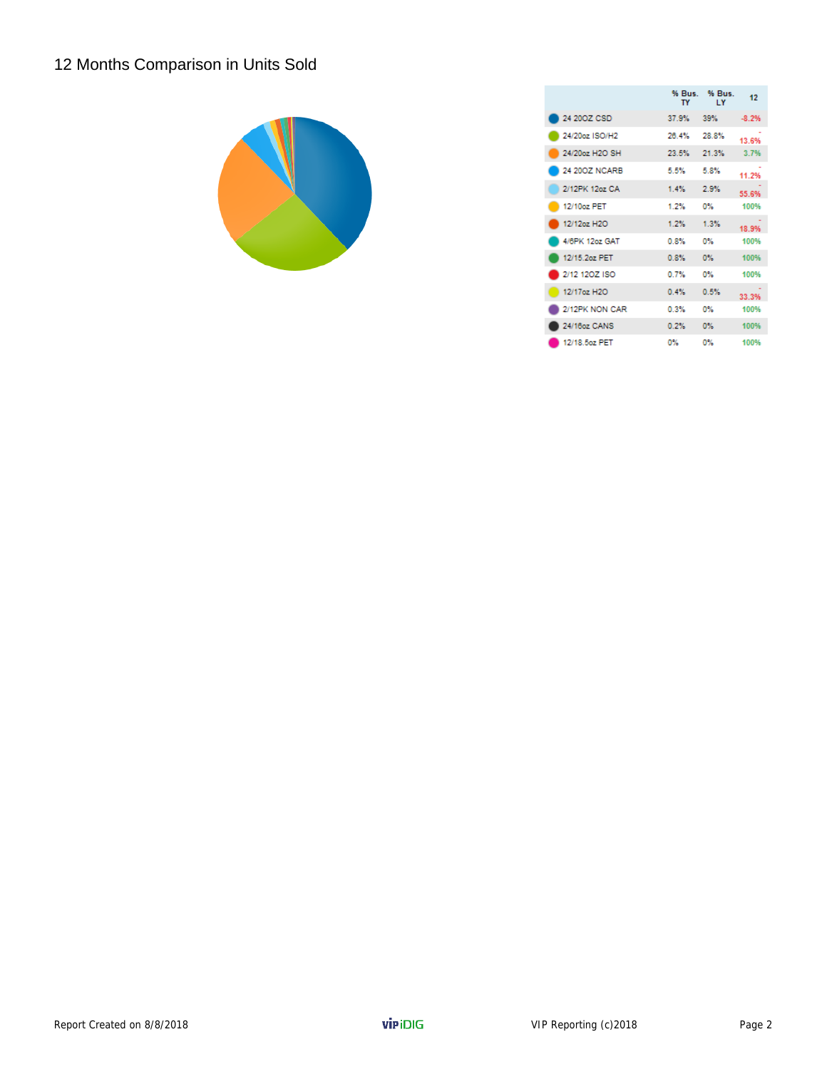## 12 Months Comparison in Units Sold

| | % Bus. TY | % Bus. LY | 12 |
|---|---|---|---|
| 24 20OZ CSD | 37.9% | 39% | -8.2% |
| 24/20oz ISO/H2 | 26.4% | 28.8% | -13.6% |
| 24/20oz H2O SH | 23.5% | 21.3% | 3.7% |
| 24 20OZ NCARB | 5.5% | 5.8% | -11.2% |
| 2/12PK 12oz CA | 1.4% | 2.9% | -55.6% |
| 12/10oz PET | 1.2% | 0% | 100% |
| 12/12oz H2O | 1.2% | 1.3% | -18.9% |
| 4/6PK 12oz GAT | 0.8% | 0% | 100% |
| 12/15.2oz PET | 0.8% | 0% | 100% |
| 2/12 12OZ ISO | 0.7% | 0% | 100% |
| 12/17oz H2O | 0.4% | 0.5% | -33.3% |
| 2/12PK NON CAR | 0.3% | 0% | 100% |
| 24/16oz CANS | 0.2% | 0% | 100% |
| 12/18.5oz PET | 0% | 0% | 100% |

Report Created on 8/8/2018 VIP Reporting (c)2018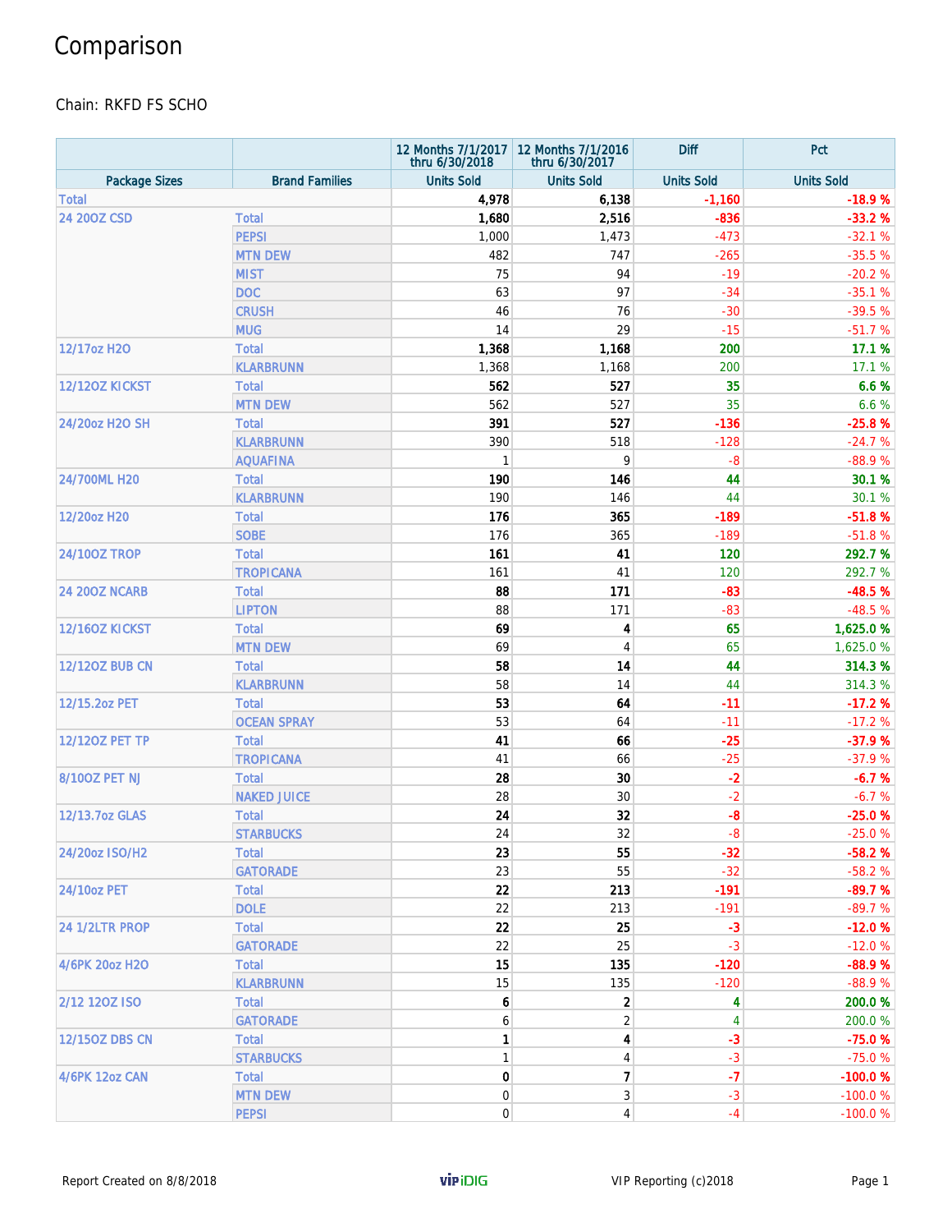# Comparison

Chain: RKFD FS SCHO

| | | 12 Months 7/1/2017 thru 6/30/2018 | 12 Months 7/1/2016 thru 6/30/2017 | Diff | Pct |
|---|---|---|---|---|---|
| Package Sizes | Brand Families | Units Sold | Units Sold | Units Sold | Units Sold |
| Total | | **4,978** | **6,138** | **-1,160** | **-18.9 %** |
| 24 20OZ CSD | Total | **1,680** | **2,516** | **-836** | **-33.2 %** |
| | PEPSI | 1,000 | 1,473 | -473 | -32.1 % |
| | MTN DEW | 482 | 747 | -265 | -35.5 % |
| | MIST | 75 | 94 | -19 | -20.2 % |
| | DOC | 63 | 97 | -34 | -35.1 % |
| | CRUSH | 46 | 76 | -30 | -39.5 % |
| | MUG | 14 | 29 | -15 | -51.7 % |
| 12/17oz H2O | Total | **1,368** | **1,168** | **200** | **17.1 %** |
| | KLARBRUNN | 1,368 | 1,168 | 200 | 17.1 % |
| 12/12OZ KICKST | Total | **562** | **527** | **35** | **6.6 %** |
| | MTN DEW | 562 | 527 | 35 | 6.6 % |
| 24/20oz H2O SH | Total | **391** | **527** | **-136** | **-25.8 %** |
| | KLARBRUNN | 390 | 518 | -128 | -24.7 % |
| | AQUAFINA | 1 | 9 | -8 | -88.9 % |
| 24/700ML H20 | Total | **190** | **146** | **44** | **30.1 %** |
| | KLARBRUNN | 190 | 146 | 44 | 30.1 % |
| 12/20oz H20 | Total | **176** | **365** | **-189** | **-51.8 %** |
| | SOBE | 176 | 365 | -189 | -51.8 % |
| 24/10OZ TROP | Total | **161** | **41** | **120** | **292.7 %** |
| | TROPICANA | 161 | 41 | 120 | 292.7 % |
| 24 20OZ NCARB | Total | **88** | **171** | **-83** | **-48.5 %** |
| | LIPTON | 88 | 171 | -83 | -48.5 % |
| 12/16OZ KICKST | Total | **69** | **4** | **65** | **1,625.0 %** |
| | MTN DEW | 69 | 4 | 65 | 1,625.0 % |
| 12/12OZ BUB CN | Total | **58** | **14** | **44** | **314.3 %** |
| | KLARBRUNN | 58 | 14 | 44 | 314.3 % |
| 12/15.2oz PET | Total | **53** | **64** | **-11** | **-17.2 %** |
| | OCEAN SPRAY | 53 | 64 | -11 | -17.2 % |
| 12/12OZ PET TP | Total | **41** | **66** | **-25** | **-37.9 %** |
| | TROPICANA | 41 | 66 | -25 | -37.9 % |
| 8/10OZ PET NJ | Total | **28** | **30** | **-2** | **-6.7 %** |
| | NAKED JUICE | 28 | 30 | -2 | -6.7 % |
| 12/13.7oz GLAS | Total | **24** | **32** | **-8** | **-25.0 %** |
| | STARBUCKS | 24 | 32 | -8 | -25.0 % |
| 24/20oz ISO/H2 | Total | **23** | **55** | **-32** | **-58.2 %** |
| | GATORADE | 23 | 55 | -32 | -58.2 % |
| 24/10oz PET | Total | **22** | **213** | **-191** | **-89.7 %** |
| | DOLE | 22 | 213 | -191 | -89.7 % |
| 24 1/2LTR PROP | Total | **22** | **25** | **-3** | **-12.0 %** |
| | GATORADE | 22 | 25 | -3 | -12.0 % |
| 4/6PK 20oz H2O | Total | **15** | **135** | **-120** | **-88.9 %** |
| | KLARBRUNN | 15 | 135 | -120 | -88.9 % |
| 2/12 12OZ ISO | Total | **6** | **2** | **4** | **200.0 %** |
| | GATORADE | 6 | 2 | 4 | 200.0 % |
| 12/15OZ DBS CN | Total | **1** | **4** | **-3** | **-75.0 %** |
| | STARBUCKS | 1 | 4 | -3 | -75.0 % |
| 4/6PK 12oz CAN | Total | **0** | **7** | **-7** | **-100.0 %** |
| | MTN DEW | 0 | 3 | -3 | -100.0 % |
| | PEPSI | 0 | 4 | -4 | -100.0 % |

Report Created on 8/8/2018 | VIP iDIG | VIP Reporting (c)2018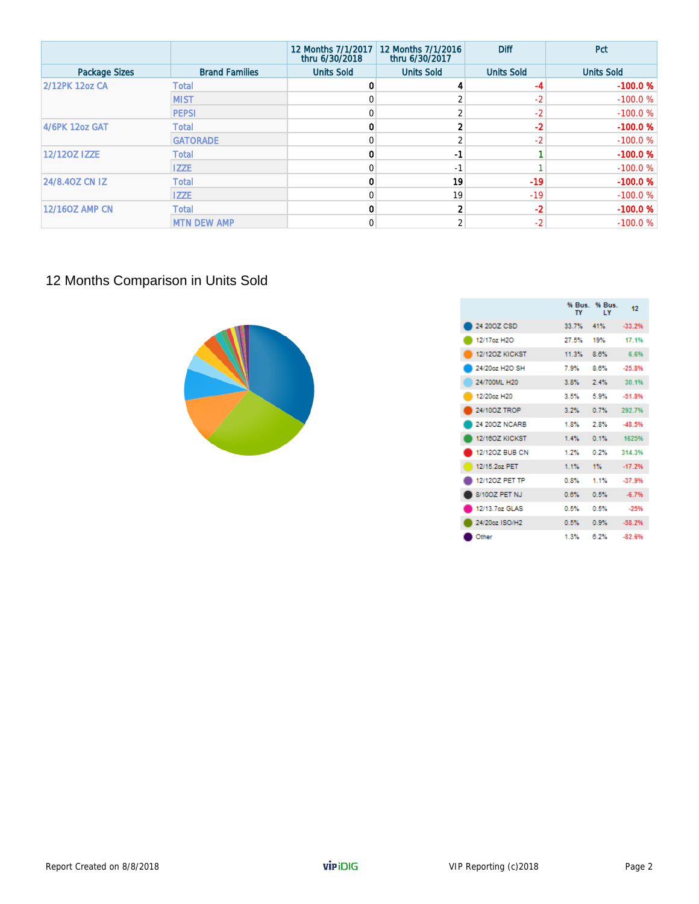| Package Sizes | Brand Families | 12 Months 7/1/2017 thru 6/30/2018 Units Sold | 12 Months 7/1/2016 thru 6/30/2017 Units Sold | Diff Units Sold | Pct Units Sold |
|---|---|---|---|---|---|
| 2/12PK 12oz CA | Total | **0** | **4** | **-4** | **-100.0 %** |
| | MIST | 0 | 2 | -2 | -100.0 % |
| | PEPSI | 0 | 2 | -2 | -100.0 % |
| 4/6PK 12oz GAT | Total | **0** | **2** | **-2** | **-100.0 %** |
| | GATORADE | 0 | 2 | -2 | -100.0 % |
| 12/12OZ IZZE | Total | **0** | **-1** | **1** | **-100.0 %** |
| | IZZE | 0 | -1 | 1 | -100.0 % |
| 24/8.4OZ CN IZ | Total | **0** | **19** | **-19** | **-100.0 %** |
| | IZZE | 0 | 19 | -19 | -100.0 % |
| 12/16OZ AMP CN | Total | **0** | **2** | **-2** | **-100.0 %** |
| | MTN DEW AMP | 0 | 2 | -2 | -100.0 % |

## 12 Months Comparison in Units Sold

% Bus. TY
% Bus. LY
12

24 20OZ CSD 33.7% 41% -33.2%
12/17oz H2O 27.5% 19% 17.1%
12/12OZ KICKST 11.3% 8.6% 6.6%
24/20oz H2O SH 7.9% 8.6% -25.8%
24/700ML H20 3.8% 2.4% 30.1%
12/20oz H20 3.5% 5.9% -51.8%
24/10OZ TROP 3.2% 0.7% 292.7%
24 20OZ NCARB 1.8% 2.8% -48.5%
12/16OZ KICKST 1.4% 0.1% 1625%
12/12OZ BUB CN 1.2% 0.2% 314.3%
12/15.2oz PET 1.1% 1% -17.2%
12/12OZ PET TP 0.8% 1.1% -37.9%
8/10OZ PET NJ 0.6% 0.5% -6.7%
12/13.7oz GLAS 0.5% 0.5% -25%
24/20oz ISO/H2 0.5% 0.9% -58.2%
Other 1.3% 6.2% -82.6%